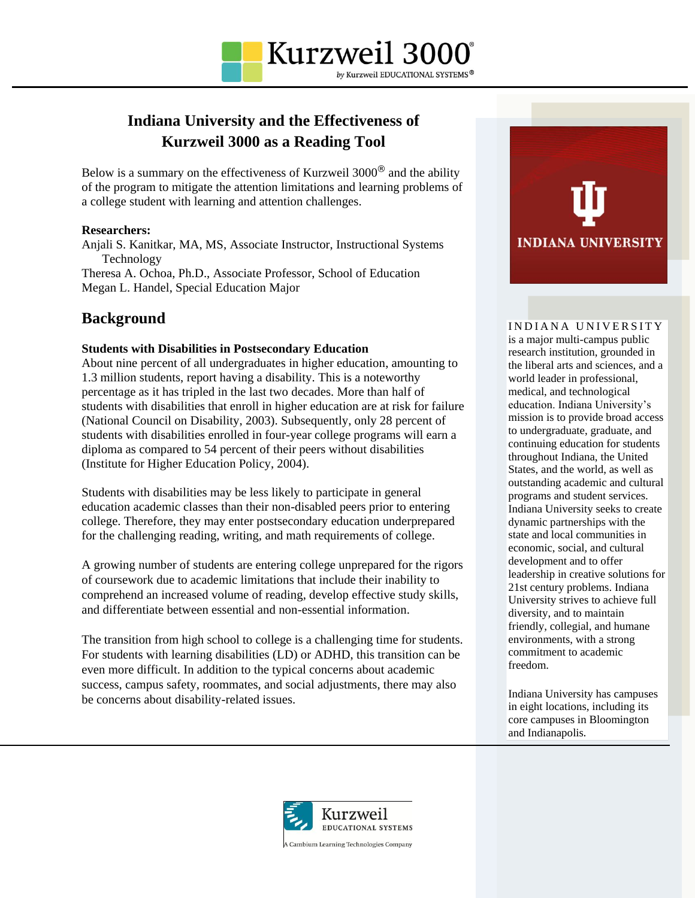# Indiana University and the Effectiveness of Kurzweil 3000 as a Reading Tool

Below is a summary on the effectiveness of Kurzweil 3000® and the ability of the program to mitigate the attention limitations and learning problems of a college student with learning and attention challenges.

**Researchers:**
Anjali S. Kanitkar, MA, MS, Associate Instructor, Instructional Systems Technology
Theresa A. Ochoa, Ph.D., Associate Professor, School of Education
Megan L. Handel, Special Education Major

## Background

**Students with Disabilities in Postsecondary Education**
About nine percent of all undergraduates in higher education, amounting to 1.3 million students, report having a disability. This is a noteworthy percentage as it has tripled in the last two decades. More than half of students with disabilities that enroll in higher education are at risk for failure (National Council on Disability, 2003). Subsequently, only 28 percent of students with disabilities enrolled in four-year college programs will earn a diploma as compared to 54 percent of their peers without disabilities (Institute for Higher Education Policy, 2004).

Students with disabilities may be less likely to participate in general education academic classes than their non-disabled peers prior to entering college. Therefore, they may enter postsecondary education underprepared for the challenging reading, writing, and math requirements of college.

A growing number of students are entering college unprepared for the rigors of coursework due to academic limitations that include their inability to comprehend an increased volume of reading, develop effective study skills, and differentiate between essential and non-essential information.

The transition from high school to college is a challenging time for students. For students with learning disabilities (LD) or ADHD, this transition can be even more difficult. In addition to the typical concerns about academic success, campus safety, roommates, and social adjustments, there may also be concerns about disability-related issues.

INDIANA UNIVERSITY is a major multi-campus public research institution, grounded in the liberal arts and sciences, and a world leader in professional, medical, and technological education. Indiana University's mission is to provide broad access to undergraduate, graduate, and continuing education for students throughout Indiana, the United States, and the world, as well as outstanding academic and cultural programs and student services. Indiana University seeks to create dynamic partnerships with the state and local communities in economic, social, and cultural development and to offer leadership in creative solutions for 21st century problems. Indiana University strives to achieve full diversity, and to maintain friendly, collegial, and humane environments, with a strong commitment to academic freedom.

Indiana University has campuses in eight locations, including its core campuses in Bloomington and Indianapolis.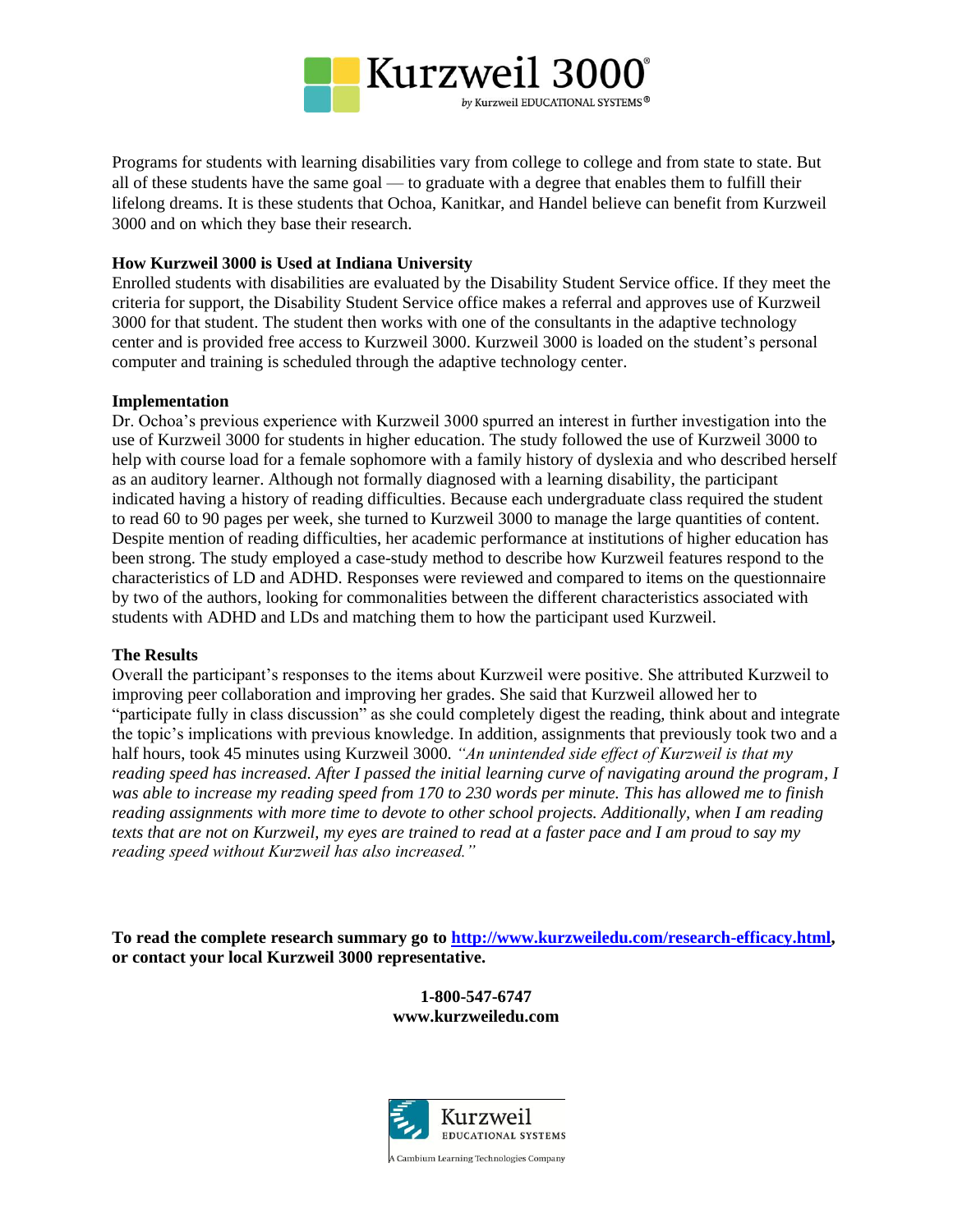Kurzweil 3000®
by Kurzweil EDUCATIONAL SYSTEMS®

Programs for students with learning disabilities vary from college to college and from state to state. But all of these students have the same goal — to graduate with a degree that enables them to fulfill their lifelong dreams. It is these students that Ochoa, Kanitkar, and Handel believe can benefit from Kurzweil 3000 and on which they base their research.

**How Kurzweil 3000 is Used at Indiana University**

Enrolled students with disabilities are evaluated by the Disability Student Service office. If they meet the criteria for support, the Disability Student Service office makes a referral and approves use of Kurzweil 3000 for that student. The student then works with one of the consultants in the adaptive technology center and is provided free access to Kurzweil 3000. Kurzweil 3000 is loaded on the student's personal computer and training is scheduled through the adaptive technology center.

**Implementation**

Dr. Ochoa's previous experience with Kurzweil 3000 spurred an interest in further investigation into the use of Kurzweil 3000 for students in higher education. The study followed the use of Kurzweil 3000 to help with course load for a female sophomore with a family history of dyslexia and who described herself as an auditory learner. Although not formally diagnosed with a learning disability, the participant indicated having a history of reading difficulties. Because each undergraduate class required the student to read 60 to 90 pages per week, she turned to Kurzweil 3000 to manage the large quantities of content. Despite mention of reading difficulties, her academic performance at institutions of higher education has been strong. The study employed a case-study method to describe how Kurzweil features respond to the characteristics of LD and ADHD. Responses were reviewed and compared to items on the questionnaire by two of the authors, looking for commonalities between the different characteristics associated with students with ADHD and LDs and matching them to how the participant used Kurzweil.

**The Results**

Overall the participant's responses to the items about Kurzweil were positive. She attributed Kurzweil to improving peer collaboration and improving her grades. She said that Kurzweil allowed her to "participate fully in class discussion" as she could completely digest the reading, think about and integrate the topic's implications with previous knowledge. In addition, assignments that previously took two and a half hours, took 45 minutes using Kurzweil 3000. *"An unintended side effect of Kurzweil is that my reading speed has increased. After I passed the initial learning curve of navigating around the program, I was able to increase my reading speed from 170 to 230 words per minute. This has allowed me to finish reading assignments with more time to devote to other school projects. Additionally, when I am reading texts that are not on Kurzweil, my eyes are trained to read at a faster pace and I am proud to say my reading speed without Kurzweil has also increased."*

**To read the complete research summary go to [http://www.kurzweiledu.com/research-efficacy.html](http://www.kurzweiledu.com/research-efficacy.html), or contact your local Kurzweil 3000 representative.**

**1-800-547-6747**
**www.kurzweiledu.com**

Kurzweil EDUCATIONAL SYSTEMS
A Cambium Learning Technologies Company